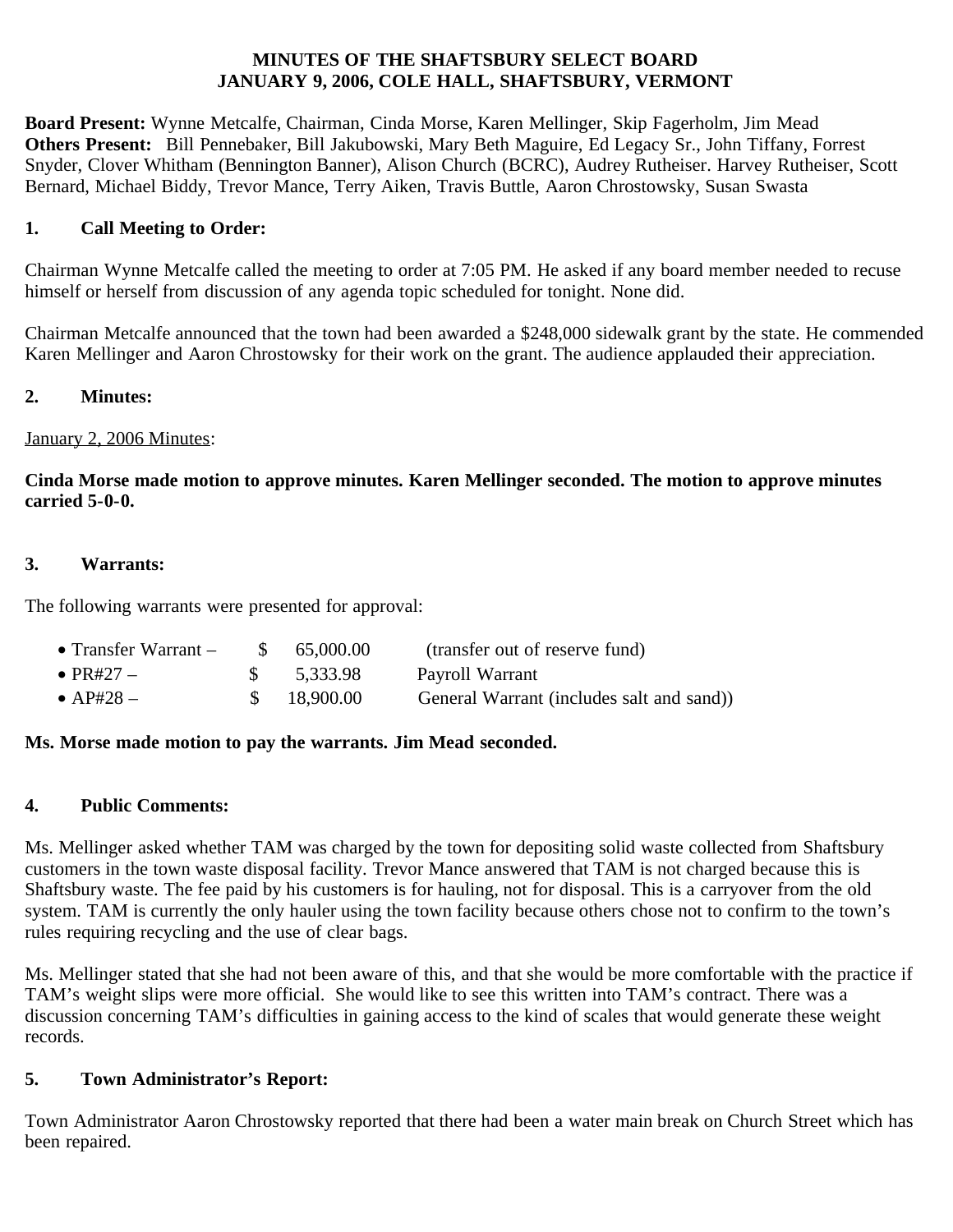**MINUTES OF THE SHAFTSBURY SELECT BOARD**
**JANUARY 9, 2006, COLE HALL, SHAFTSBURY, VERMONT**

**Board Present:** Wynne Metcalfe, Chairman, Cinda Morse, Karen Mellinger, Skip Fagerholm, Jim Mead
**Others Present:** Bill Pennebaker, Bill Jakubowski, Mary Beth Maguire, Ed Legacy Sr., John Tiffany, Forrest Snyder, Clover Whitham (Bennington Banner), Alison Church (BCRC), Audrey Rutheiser. Harvey Rutheiser, Scott Bernard, Michael Biddy, Trevor Mance, Terry Aiken, Travis Buttle, Aaron Chrostowsky, Susan Swasta

## 1. Call Meeting to Order:

Chairman Wynne Metcalfe called the meeting to order at 7:05 PM. He asked if any board member needed to recuse himself or herself from discussion of any agenda topic scheduled for tonight. None did.

Chairman Metcalfe announced that the town had been awarded a $248,000 sidewalk grant by the state. He commended Karen Mellinger and Aaron Chrostowsky for their work on the grant. The audience applauded their appreciation.

## 2. Minutes:

<u>January 2, 2006 Minutes</u>:

**Cinda Morse made motion to approve minutes. Karen Mellinger seconded. The motion to approve minutes carried 5-0-0.**

## 3. Warrants:

The following warrants were presented for approval:

- Transfer Warrant – $ 65,000.00 (transfer out of reserve fund)
- PR#27 – $ 5,333.98 Payroll Warrant
- AP#28 – $ 18,900.00 General Warrant (includes salt and sand))

**Ms. Morse made motion to pay the warrants. Jim Mead seconded.**

## 4. Public Comments:

Ms. Mellinger asked whether TAM was charged by the town for depositing solid waste collected from Shaftsbury customers in the town waste disposal facility. Trevor Mance answered that TAM is not charged because this is Shaftsbury waste. The fee paid by his customers is for hauling, not for disposal. This is a carryover from the old system. TAM is currently the only hauler using the town facility because others chose not to confirm to the town's rules requiring recycling and the use of clear bags.

Ms. Mellinger stated that she had not been aware of this, and that she would be more comfortable with the practice if TAM's weight slips were more official. She would like to see this written into TAM's contract. There was a discussion concerning TAM's difficulties in gaining access to the kind of scales that would generate these weight records.

## 5. Town Administrator's Report:

Town Administrator Aaron Chrostowsky reported that there had been a water main break on Church Street which has been repaired.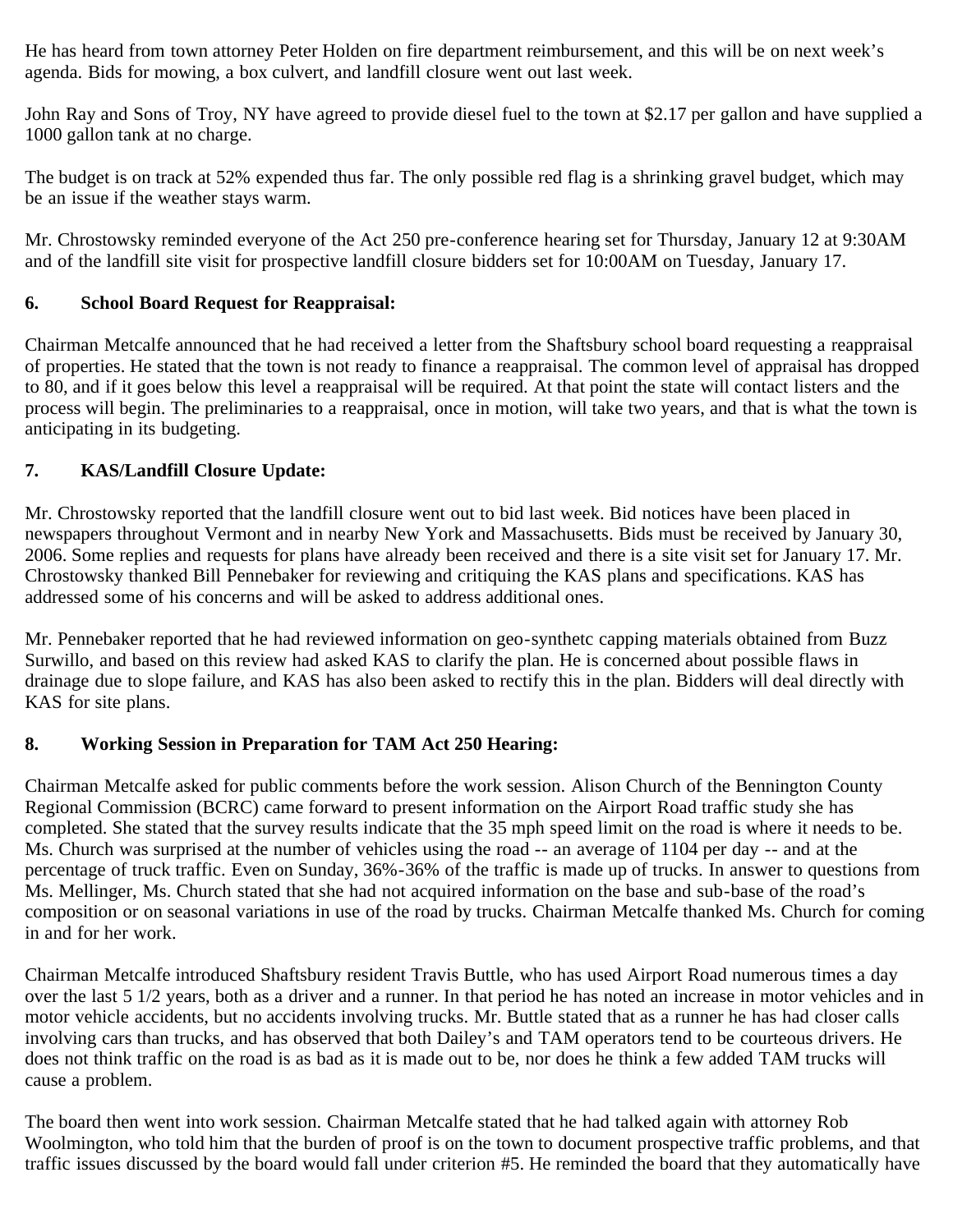He has heard from town attorney Peter Holden on fire department reimbursement, and this will be on next week's agenda. Bids for mowing, a box culvert, and landfill closure went out last week.

John Ray and Sons of Troy, NY have agreed to provide diesel fuel to the town at $2.17 per gallon and have supplied a 1000 gallon tank at no charge.

The budget is on track at 52% expended thus far. The only possible red flag is a shrinking gravel budget, which may be an issue if the weather stays warm.

Mr. Chrostowsky reminded everyone of the Act 250 pre-conference hearing set for Thursday, January 12 at 9:30AM and of the landfill site visit for prospective landfill closure bidders set for 10:00AM on Tuesday, January 17.

**6. School Board Request for Reappraisal:**

Chairman Metcalfe announced that he had received a letter from the Shaftsbury school board requesting a reappraisal of properties. He stated that the town is not ready to finance a reappraisal. The common level of appraisal has dropped to 80, and if it goes below this level a reappraisal will be required. At that point the state will contact listers and the process will begin. The preliminaries to a reappraisal, once in motion, will take two years, and that is what the town is anticipating in its budgeting.

**7. KAS/Landfill Closure Update:**

Mr. Chrostowsky reported that the landfill closure went out to bid last week. Bid notices have been placed in newspapers throughout Vermont and in nearby New York and Massachusetts. Bids must be received by January 30, 2006. Some replies and requests for plans have already been received and there is a site visit set for January 17. Mr. Chrostowsky thanked Bill Pennebaker for reviewing and critiquing the KAS plans and specifications. KAS has addressed some of his concerns and will be asked to address additional ones.

Mr. Pennebaker reported that he had reviewed information on geo-synthetc capping materials obtained from Buzz Surwillo, and based on this review had asked KAS to clarify the plan. He is concerned about possible flaws in drainage due to slope failure, and KAS has also been asked to rectify this in the plan. Bidders will deal directly with KAS for site plans.

**8. Working Session in Preparation for TAM Act 250 Hearing:**

Chairman Metcalfe asked for public comments before the work session. Alison Church of the Bennington County Regional Commission (BCRC) came forward to present information on the Airport Road traffic study she has completed. She stated that the survey results indicate that the 35 mph speed limit on the road is where it needs to be. Ms. Church was surprised at the number of vehicles using the road -- an average of 1104 per day -- and at the percentage of truck traffic. Even on Sunday, 36%-36% of the traffic is made up of trucks. In answer to questions from Ms. Mellinger, Ms. Church stated that she had not acquired information on the base and sub-base of the road's composition or on seasonal variations in use of the road by trucks. Chairman Metcalfe thanked Ms. Church for coming in and for her work.

Chairman Metcalfe introduced Shaftsbury resident Travis Buttle, who has used Airport Road numerous times a day over the last 5 1/2 years, both as a driver and a runner. In that period he has noted an increase in motor vehicles and in motor vehicle accidents, but no accidents involving trucks. Mr. Buttle stated that as a runner he has had closer calls involving cars than trucks, and has observed that both Dailey's and TAM operators tend to be courteous drivers. He does not think traffic on the road is as bad as it is made out to be, nor does he think a few added TAM trucks will cause a problem.

The board then went into work session. Chairman Metcalfe stated that he had talked again with attorney Rob Woolmington, who told him that the burden of proof is on the town to document prospective traffic problems, and that traffic issues discussed by the board would fall under criterion #5. He reminded the board that they automatically have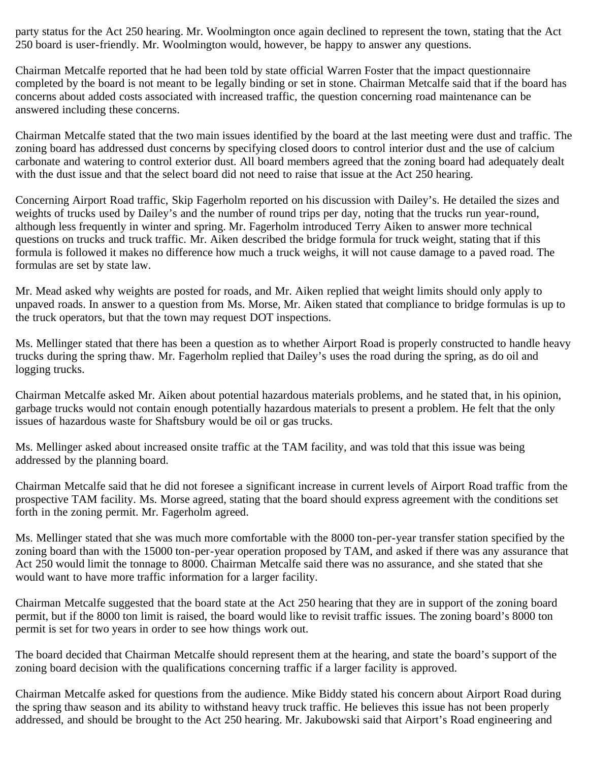party status for the Act 250 hearing. Mr. Woolmington once again declined to represent the town, stating that the Act 250 board is user-friendly. Mr. Woolmington would, however, be happy to answer any questions.

Chairman Metcalfe reported that he had been told by state official Warren Foster that the impact questionnaire completed by the board is not meant to be legally binding or set in stone. Chairman Metcalfe said that if the board has concerns about added costs associated with increased traffic, the question concerning road maintenance can be answered including these concerns.

Chairman Metcalfe stated that the two main issues identified by the board at the last meeting were dust and traffic. The zoning board has addressed dust concerns by specifying closed doors to control interior dust and the use of calcium carbonate and watering to control exterior dust. All board members agreed that the zoning board had adequately dealt with the dust issue and that the select board did not need to raise that issue at the Act 250 hearing.

Concerning Airport Road traffic, Skip Fagerholm reported on his discussion with Dailey's. He detailed the sizes and weights of trucks used by Dailey's and the number of round trips per day, noting that the trucks run year-round, although less frequently in winter and spring. Mr. Fagerholm introduced Terry Aiken to answer more technical questions on trucks and truck traffic. Mr. Aiken described the bridge formula for truck weight, stating that if this formula is followed it makes no difference how much a truck weighs, it will not cause damage to a paved road. The formulas are set by state law.

Mr. Mead asked why weights are posted for roads, and Mr. Aiken replied that weight limits should only apply to unpaved roads. In answer to a question from Ms. Morse, Mr. Aiken stated that compliance to bridge formulas is up to the truck operators, but that the town may request DOT inspections.

Ms. Mellinger stated that there has been a question as to whether Airport Road is properly constructed to handle heavy trucks during the spring thaw. Mr. Fagerholm replied that Dailey's uses the road during the spring, as do oil and logging trucks.

Chairman Metcalfe asked Mr. Aiken about potential hazardous materials problems, and he stated that, in his opinion, garbage trucks would not contain enough potentially hazardous materials to present a problem. He felt that the only issues of hazardous waste for Shaftsbury would be oil or gas trucks.

Ms. Mellinger asked about increased onsite traffic at the TAM facility, and was told that this issue was being addressed by the planning board.

Chairman Metcalfe said that he did not foresee a significant increase in current levels of Airport Road traffic from the prospective TAM facility. Ms. Morse agreed, stating that the board should express agreement with the conditions set forth in the zoning permit. Mr. Fagerholm agreed.

Ms. Mellinger stated that she was much more comfortable with the 8000 ton-per-year transfer station specified by the zoning board than with the 15000 ton-per-year operation proposed by TAM, and asked if there was any assurance that Act 250 would limit the tonnage to 8000. Chairman Metcalfe said there was no assurance, and she stated that she would want to have more traffic information for a larger facility.

Chairman Metcalfe suggested that the board state at the Act 250 hearing that they are in support of the zoning board permit, but if the 8000 ton limit is raised, the board would like to revisit traffic issues. The zoning board's 8000 ton permit is set for two years in order to see how things work out.

The board decided that Chairman Metcalfe should represent them at the hearing, and state the board's support of the zoning board decision with the qualifications concerning traffic if a larger facility is approved.

Chairman Metcalfe asked for questions from the audience. Mike Biddy stated his concern about Airport Road during the spring thaw season and its ability to withstand heavy truck traffic. He believes this issue has not been properly addressed, and should be brought to the Act 250 hearing. Mr. Jakubowski said that Airport's Road engineering and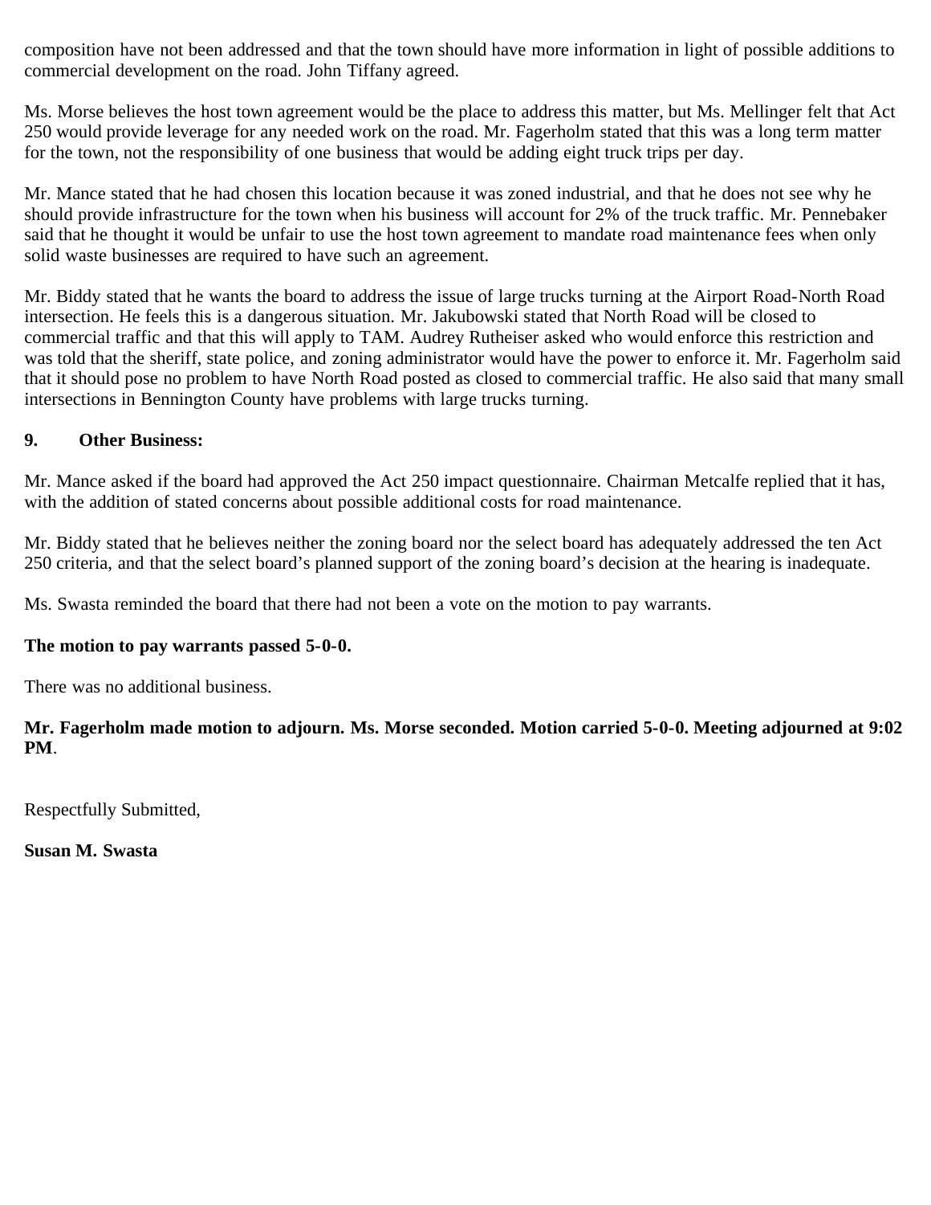composition have not been addressed and that the town should have more information in light of possible additions to commercial development on the road. John Tiffany agreed.

Ms. Morse believes the host town agreement would be the place to address this matter, but Ms. Mellinger felt that Act 250 would provide leverage for any needed work on the road. Mr. Fagerholm stated that this was a long term matter for the town, not the responsibility of one business that would be adding eight truck trips per day.

Mr. Mance stated that he had chosen this location because it was zoned industrial, and that he does not see why he should provide infrastructure for the town when his business will account for 2% of the truck traffic. Mr. Pennebaker said that he thought it would be unfair to use the host town agreement to mandate road maintenance fees when only solid waste businesses are required to have such an agreement.

Mr. Biddy stated that he wants the board to address the issue of large trucks turning at the Airport Road-North Road intersection. He feels this is a dangerous situation. Mr. Jakubowski stated that North Road will be closed to commercial traffic and that this will apply to TAM. Audrey Rutheiser asked who would enforce this restriction and was told that the sheriff, state police, and zoning administrator would have the power to enforce it. Mr. Fagerholm said that it should pose no problem to have North Road posted as closed to commercial traffic. He also said that many small intersections in Bennington County have problems with large trucks turning.

**9. Other Business:**

Mr. Mance asked if the board had approved the Act 250 impact questionnaire. Chairman Metcalfe replied that it has, with the addition of stated concerns about possible additional costs for road maintenance.

Mr. Biddy stated that he believes neither the zoning board nor the select board has adequately addressed the ten Act 250 criteria, and that the select board's planned support of the zoning board's decision at the hearing is inadequate.

Ms. Swasta reminded the board that there had not been a vote on the motion to pay warrants.

**The motion to pay warrants passed 5-0-0.**

There was no additional business.

**Mr. Fagerholm made motion to adjourn. Ms. Morse seconded. Motion carried 5-0-0. Meeting adjourned at 9:02 PM**.

Respectfully Submitted,

**Susan M. Swasta**